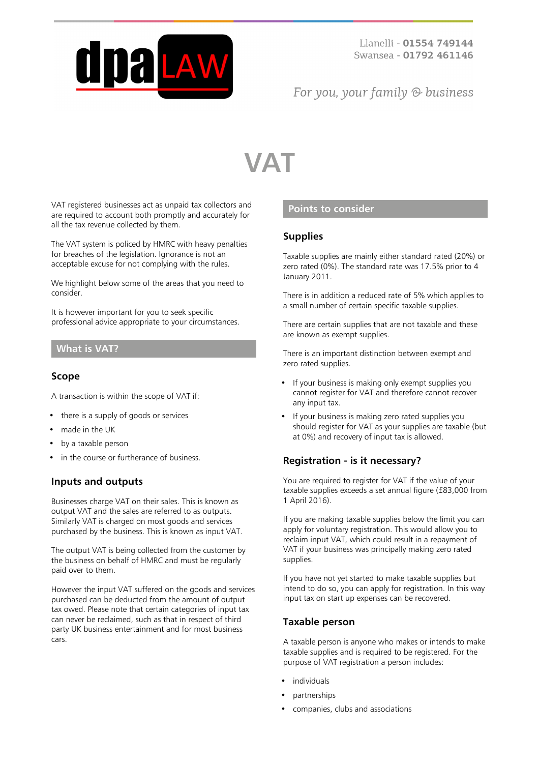dpa LAW

Llanelli - **01554 749144**
Swansea - **01792 461146**

*For you, your family & business*

# VAT

VAT registered businesses act as unpaid tax collectors and are required to account both promptly and accurately for all the tax revenue collected by them.

The VAT system is policed by HMRC with heavy penalties for breaches of the legislation. Ignorance is not an acceptable excuse for not complying with the rules.

We highlight below some of the areas that you need to consider.

It is however important for you to seek specific professional advice appropriate to your circumstances.

## What is VAT?

### Scope

A transaction is within the scope of VAT if:

- there is a supply of goods or services
- made in the UK
- by a taxable person
- in the course or furtherance of business.

### Inputs and outputs

Businesses charge VAT on their sales. This is known as output VAT and the sales are referred to as outputs. Similarly VAT is charged on most goods and services purchased by the business. This is known as input VAT.

The output VAT is being collected from the customer by the business on behalf of HMRC and must be regularly paid over to them.

However the input VAT suffered on the goods and services purchased can be deducted from the amount of output tax owed. Please note that certain categories of input tax can never be reclaimed, such as that in respect of third party UK business entertainment and for most business cars.

## Points to consider

### Supplies

Taxable supplies are mainly either standard rated (20%) or zero rated (0%). The standard rate was 17.5% prior to 4 January 2011.

There is in addition a reduced rate of 5% which applies to a small number of certain specific taxable supplies.

There are certain supplies that are not taxable and these are known as exempt supplies.

There is an important distinction between exempt and zero rated supplies.

- If your business is making only exempt supplies you cannot register for VAT and therefore cannot recover any input tax.
- If your business is making zero rated supplies you should register for VAT as your supplies are taxable (but at 0%) and recovery of input tax is allowed.

### Registration - is it necessary?

You are required to register for VAT if the value of your taxable supplies exceeds a set annual figure (£83,000 from 1 April 2016).

If you are making taxable supplies below the limit you can apply for voluntary registration. This would allow you to reclaim input VAT, which could result in a repayment of VAT if your business was principally making zero rated supplies.

If you have not yet started to make taxable supplies but intend to do so, you can apply for registration. In this way input tax on start up expenses can be recovered.

### Taxable person

A taxable person is anyone who makes or intends to make taxable supplies and is required to be registered. For the purpose of VAT registration a person includes:

- individuals
- partnerships
- companies, clubs and associations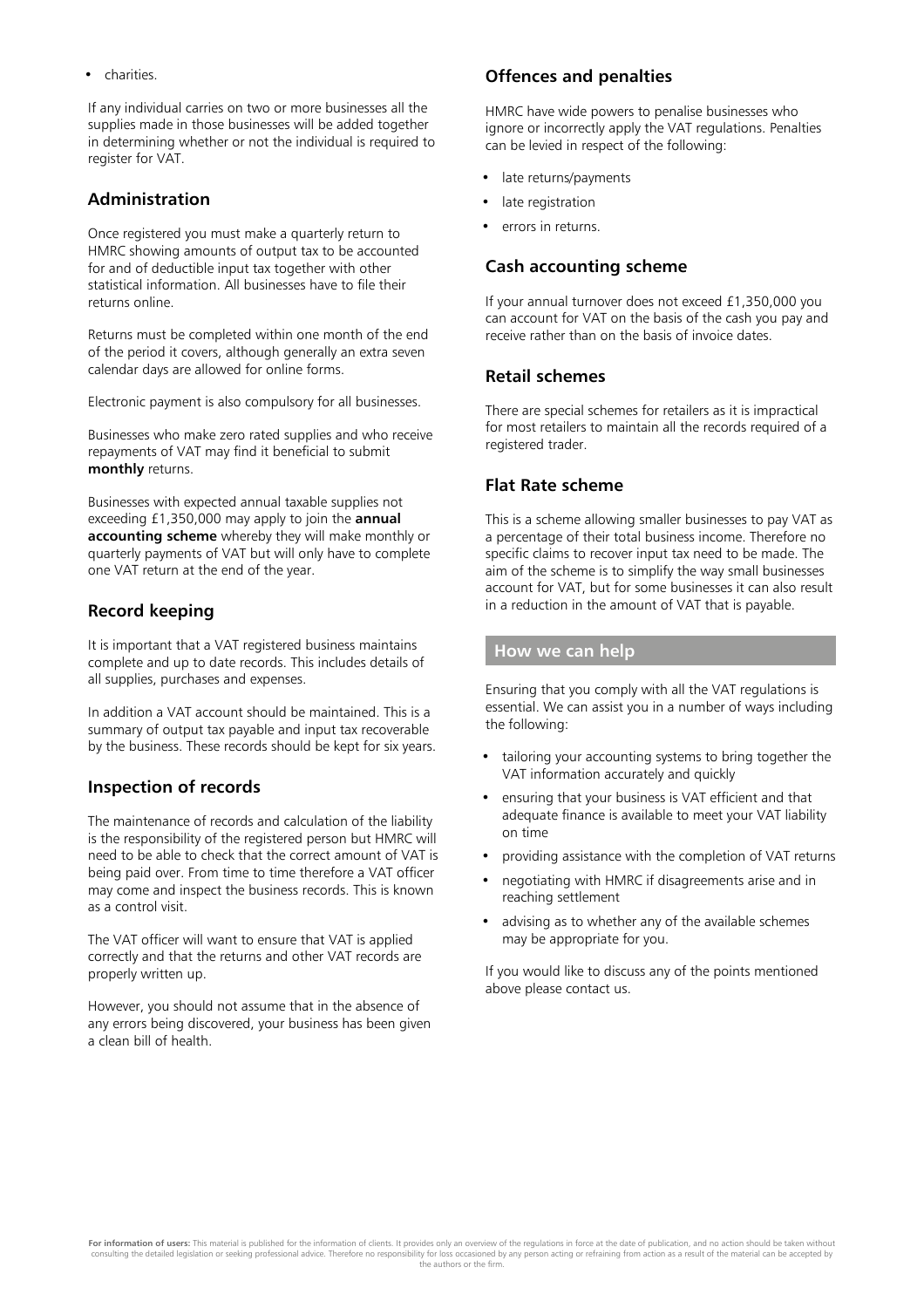- charities.

If any individual carries on two or more businesses all the supplies made in those businesses will be added together in determining whether or not the individual is required to register for VAT.

## Administration

Once registered you must make a quarterly return to HMRC showing amounts of output tax to be accounted for and of deductible input tax together with other statistical information. All businesses have to file their returns online.

Returns must be completed within one month of the end of the period it covers, although generally an extra seven calendar days are allowed for online forms.

Electronic payment is also compulsory for all businesses.

Businesses who make zero rated supplies and who receive repayments of VAT may find it beneficial to submit **monthly** returns.

Businesses with expected annual taxable supplies not exceeding £1,350,000 may apply to join the **annual accounting scheme** whereby they will make monthly or quarterly payments of VAT but will only have to complete one VAT return at the end of the year.

## Record keeping

It is important that a VAT registered business maintains complete and up to date records. This includes details of all supplies, purchases and expenses.

In addition a VAT account should be maintained. This is a summary of output tax payable and input tax recoverable by the business. These records should be kept for six years.

## Inspection of records

The maintenance of records and calculation of the liability is the responsibility of the registered person but HMRC will need to be able to check that the correct amount of VAT is being paid over. From time to time therefore a VAT officer may come and inspect the business records. This is known as a control visit.

The VAT officer will want to ensure that VAT is applied correctly and that the returns and other VAT records are properly written up.

However, you should not assume that in the absence of any errors being discovered, your business has been given a clean bill of health.

## Offences and penalties

HMRC have wide powers to penalise businesses who ignore or incorrectly apply the VAT regulations. Penalties can be levied in respect of the following:

- late returns/payments
- late registration
- errors in returns.

## Cash accounting scheme

If your annual turnover does not exceed £1,350,000 you can account for VAT on the basis of the cash you pay and receive rather than on the basis of invoice dates.

## Retail schemes

There are special schemes for retailers as it is impractical for most retailers to maintain all the records required of a registered trader.

## Flat Rate scheme

This is a scheme allowing smaller businesses to pay VAT as a percentage of their total business income. Therefore no specific claims to recover input tax need to be made. The aim of the scheme is to simplify the way small businesses account for VAT, but for some businesses it can also result in a reduction in the amount of VAT that is payable.

## How we can help

Ensuring that you comply with all the VAT regulations is essential. We can assist you in a number of ways including the following:

- tailoring your accounting systems to bring together the VAT information accurately and quickly
- ensuring that your business is VAT efficient and that adequate finance is available to meet your VAT liability on time
- providing assistance with the completion of VAT returns
- negotiating with HMRC if disagreements arise and in reaching settlement
- advising as to whether any of the available schemes may be appropriate for you.

If you would like to discuss any of the points mentioned above please contact us.

**For information of users:** This material is published for the information of clients. It provides only an overview of the regulations in force at the date of publication, and no action should be taken without consulting the detailed legislation or seeking professional advice. Therefore no responsibility for loss occasioned by any person acting or refraining from action as a result of the material can be accepted by the authors or the firm.